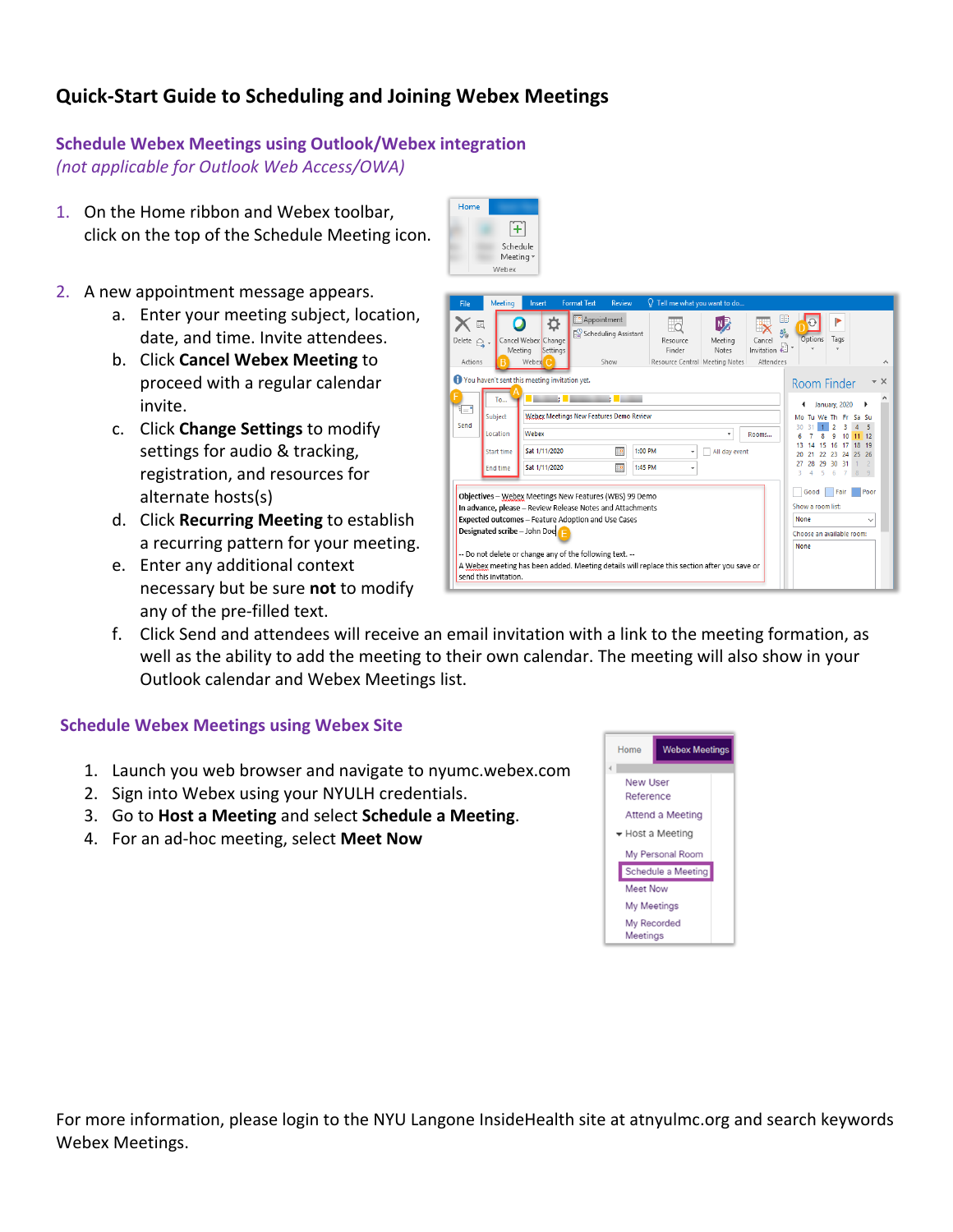# Quick-Start Guide to Scheduling and Joining Webex Meetings

## Schedule Webex Meetings using Outlook/Webex integration

*(not applicable for Outlook Web Access/OWA)*

1. On the Home ribbon and Webex toolbar, click on the top of the Schedule Meeting icon.
2. A new appointment message appears.
   a. Enter your meeting subject, location, date, and time. Invite attendees.
   b. Click **Cancel Webex Meeting** to proceed with a regular calendar invite.
   c. Click **Change Settings** to modify settings for audio & tracking, registration, and resources for alternate hosts(s)
   d. Click **Recurring Meeting** to establish a recurring pattern for your meeting.
   e. Enter any additional context necessary but be sure **not** to modify any of the pre-filled text.
   f. Click Send and attendees will receive an email invitation with a link to the meeting formation, as well as the ability to add the meeting to their own calendar. The meeting will also show in your Outlook calendar and Webex Meetings list.

## Schedule Webex Meetings using Webex Site

1. Launch you web browser and navigate to nyumc.webex.com
2. Sign into Webex using your NYULH credentials.
3. Go to **Host a Meeting** and select **Schedule a Meeting**.
4. For an ad-hoc meeting, select **Meet Now**

For more information, please login to the NYU Langone InsideHealth site at atnyulmc.org and search keywords Webex Meetings.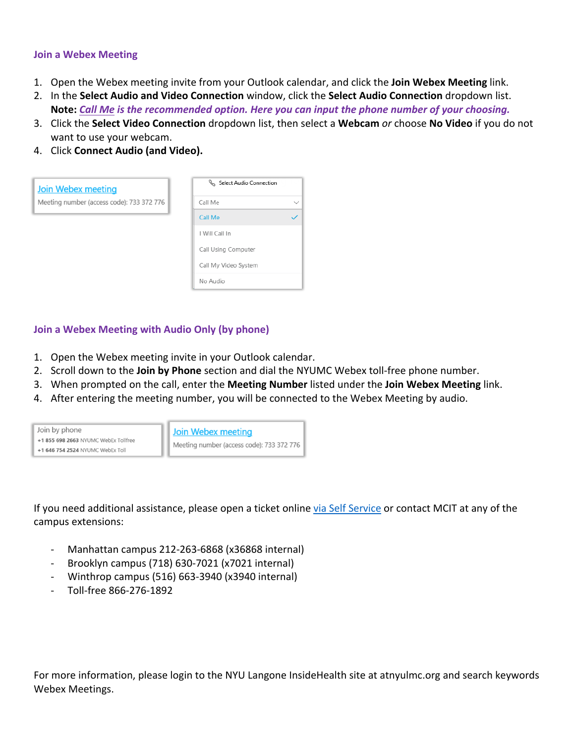## Join a Webex Meeting

1. Open the Webex meeting invite from your Outlook calendar, and click the **Join Webex Meeting** link.
2. In the **Select Audio and Video Connection** window, click the **Select Audio Connection** dropdown list.
   **Note:** ***Call Me is the recommended option. Here you can input the phone number of your choosing.***
3. Click the **Select Video Connection** dropdown list, then select a **Webcam** *or* choose **No Video** if you do not want to use your webcam.
4. Click **Connect Audio (and Video).**

Join Webex meeting
Meeting number (access code): 733 372 776

Select Audio Connection
Call Me
Call Me
I Will Call In
Call Using Computer
Call My Video System
No Audio

## Join a Webex Meeting with Audio Only (by phone)

1. Open the Webex meeting invite in your Outlook calendar.
2. Scroll down to the **Join by Phone** section and dial the NYUMC Webex toll-free phone number.
3. When prompted on the call, enter the **Meeting Number** listed under the **Join Webex Meeting** link.
4. After entering the meeting number, you will be connected to the Webex Meeting by audio.

Join by phone
**+1 855 698 2663** NYUMC WebEx Tollfree
**+1 646 754 2524** NYUMC WebEx Toll

Join Webex meeting
Meeting number (access code): 733 372 776

If you need additional assistance, please open a ticket online via Self Service or contact MCIT at any of the campus extensions:

- Manhattan campus 212-263-6868 (x36868 internal)
- Brooklyn campus (718) 630-7021 (x7021 internal)
- Winthrop campus (516) 663-3940 (x3940 internal)
- Toll-free 866-276-1892

For more information, please login to the NYU Langone InsideHealth site at atnyulmc.org and search keywords Webex Meetings.